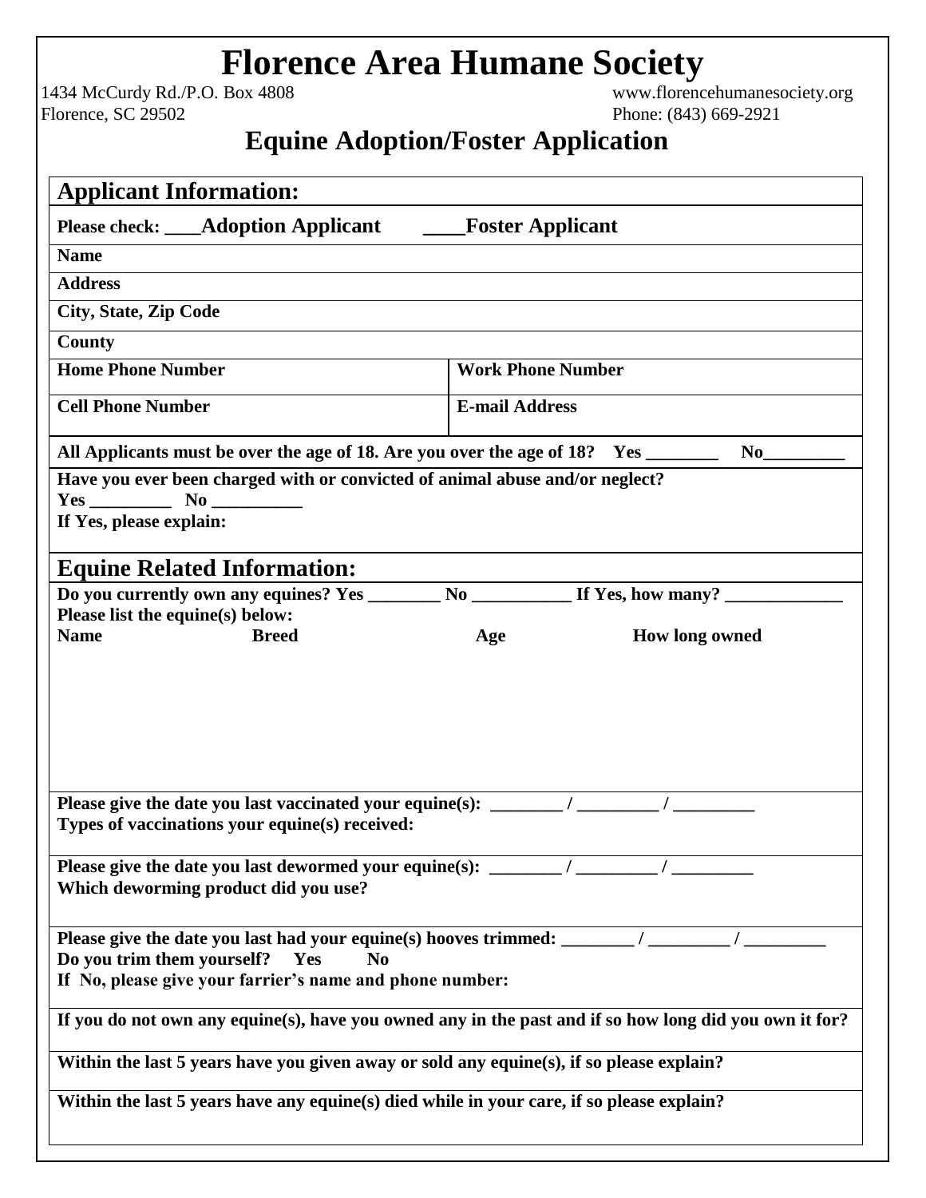# Florence Area Humane Society

1434 McCurdy Rd./P.O. Box 4808
Florence, SC 29502

www.florencehumanesociety.org
Phone: (843) 669-2921

## Equine Adoption/Foster Application

## Applicant Information:

**Please check: ____Adoption Applicant ____Foster Applicant**

**Name**

**Address**

**City, State, Zip Code**

**County**

| **Home Phone Number** | **Work Phone Number** |
|---|---|
| **Cell Phone Number** | **E-mail Address** |

**All Applicants must be over the age of 18. Are you over the age of 18? Yes ________ No_________**

**Have you ever been charged with or convicted of animal abuse and/or neglect?**
**Yes _________ No __________**
**If Yes, please explain:**

## Equine Related Information:

**Do you currently own any equines? Yes ________ No ___________ If Yes, how many? _____________**
**Please list the equine(s) below:**

| **Name** | **Breed** | **Age** | **How long owned** |
|---|---|---|---|
| | | | |

**Please give the date you last vaccinated your equine(s): ________ / _________ / _________**
**Types of vaccinations your equine(s) received:**

**Please give the date you last dewormed your equine(s): ________ / _________ / _________**
**Which deworming product did you use?**

**Please give the date you last had your equine(s) hooves trimmed: ________ / _________ / _________**
**Do you trim them yourself? Yes No**
**If No, please give your farrier's name and phone number:**

**If you do not own any equine(s), have you owned any in the past and if so how long did you own it for?**

**Within the last 5 years have you given away or sold any equine(s), if so please explain?**

**Within the last 5 years have any equine(s) died while in your care, if so please explain?**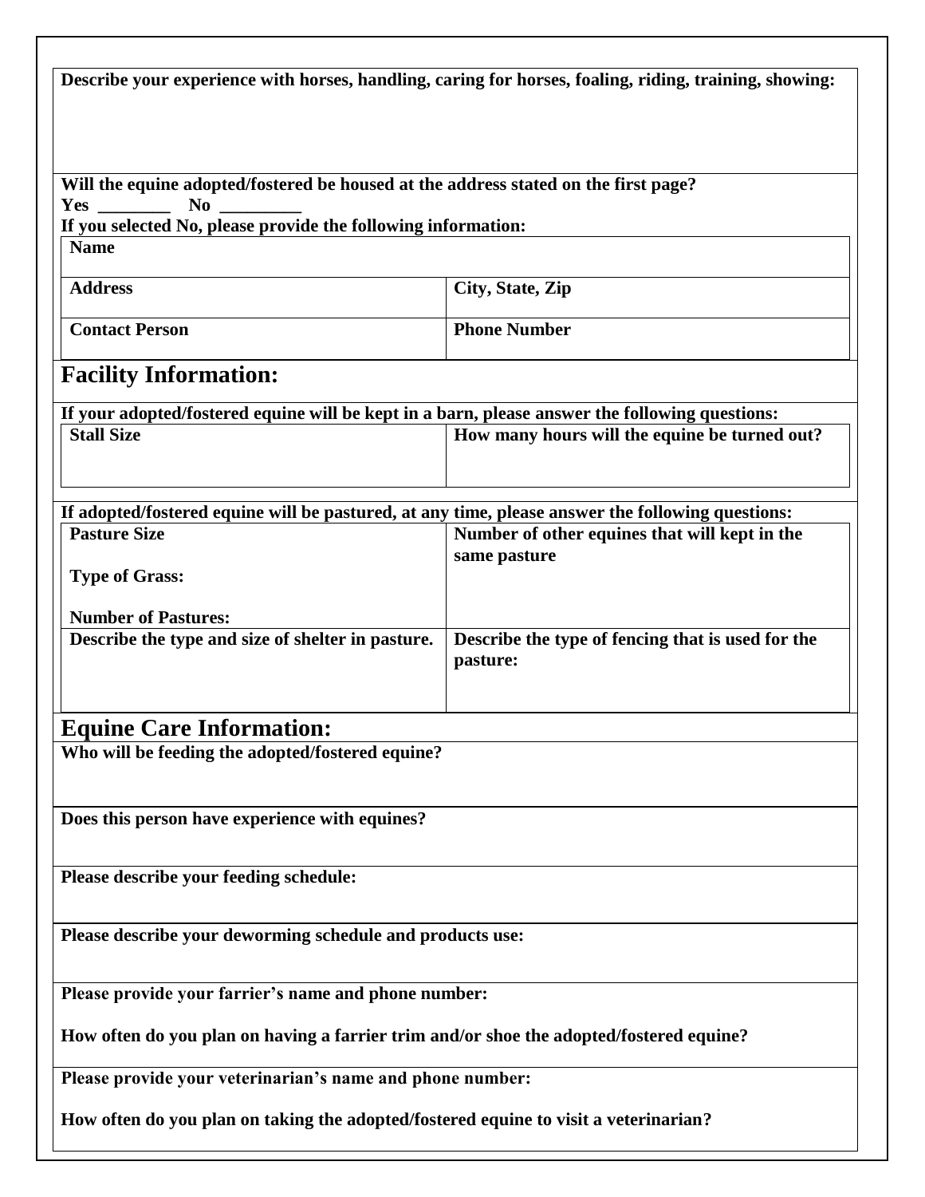**Describe your experience with horses, handling, caring for horses, foaling, riding, training, showing:**

**Will the equine adopted/fostered be housed at the address stated on the first page?**
**Yes ________ No _________**
**If you selected No, please provide the following information:**

| **Name** | |
|---|---|
| **Address** | **City, State, Zip** |
| **Contact Person** | **Phone Number** |

## Facility Information:

**If your adopted/fostered equine will be kept in a barn, please answer the following questions:**

| **Stall Size** | **How many hours will the equine be turned out?** |
|---|---|
| | |

**If adopted/fostered equine will be pastured, at any time, please answer the following questions:**

| **Pasture Size**<br><br>**Type of Grass:**<br><br>**Number of Pastures:** | **Number of other equines that will kept in the same pasture** |
|---|---|
| **Describe the type and size of shelter in pasture.** | **Describe the type of fencing that is used for the pasture:** |

## Equine Care Information:

**Who will be feeding the adopted/fostered equine?**

**Does this person have experience with equines?**

**Please describe your feeding schedule:**

**Please describe your deworming schedule and products use:**

**Please provide your farrier's name and phone number:**

**How often do you plan on having a farrier trim and/or shoe the adopted/fostered equine?**

**Please provide your veterinarian's name and phone number:**

**How often do you plan on taking the adopted/fostered equine to visit a veterinarian?**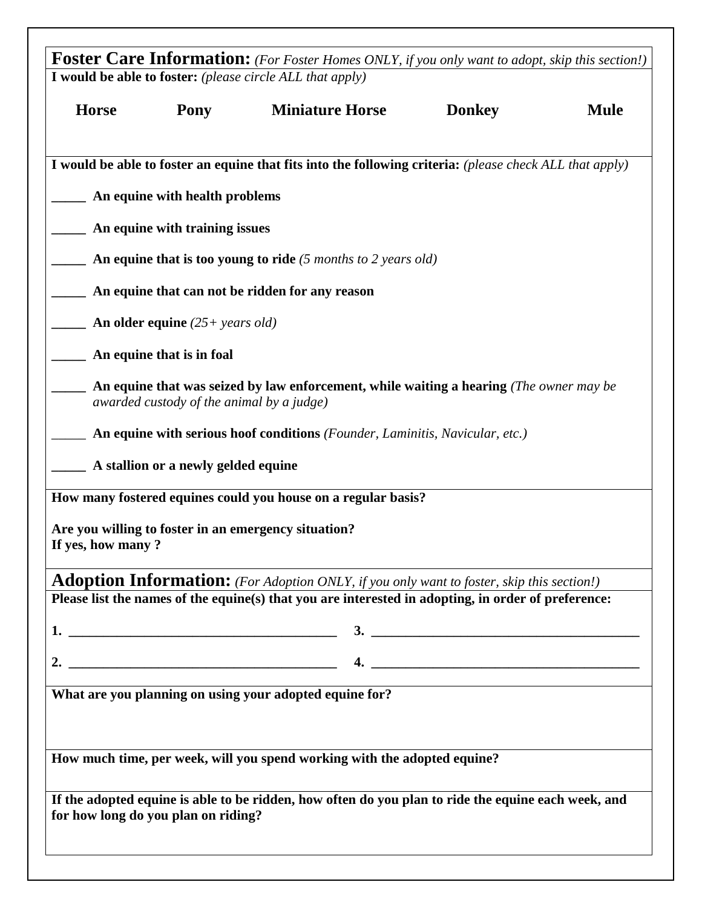## **Foster Care Information:** *(For Foster Homes ONLY, if you only want to adopt, skip this section!)*

**I would be able to foster:** *(please circle ALL that apply)*

**Horse** **Pony** **Miniature Horse** **Donkey** **Mule**

**I would be able to foster an equine that fits into the following criteria:** *(please check ALL that apply)*

_____ **An equine with health problems**

_____ **An equine with training issues**

_____ **An equine that is too young to ride** *(5 months to 2 years old)*

_____ **An equine that can not be ridden for any reason**

_____ **An older equine** *(25+ years old)*

_____ **An equine that is in foal**

_____ **An equine that was seized by law enforcement, while waiting a hearing** *(The owner may be awarded custody of the animal by a judge)*

_____ **An equine with serious hoof conditions** *(Founder, Laminitis, Navicular, etc.)*

_____ **A stallion or a newly gelded equine**

**How many fostered equines could you house on a regular basis?**

**Are you willing to foster in an emergency situation?**
**If yes, how many ?**

## **Adoption Information:** *(For Adoption ONLY, if you only want to foster, skip this section!)*

**Please list the names of the equine(s) that you are interested in adopting, in order of preference:**

**1.** ________________________________________ **3.** ________________________________________

**2.** ________________________________________ **4.** ________________________________________

**What are you planning on using your adopted equine for?**

**How much time, per week, will you spend working with the adopted equine?**

**If the adopted equine is able to be ridden, how often do you plan to ride the equine each week, and for how long do you plan on riding?**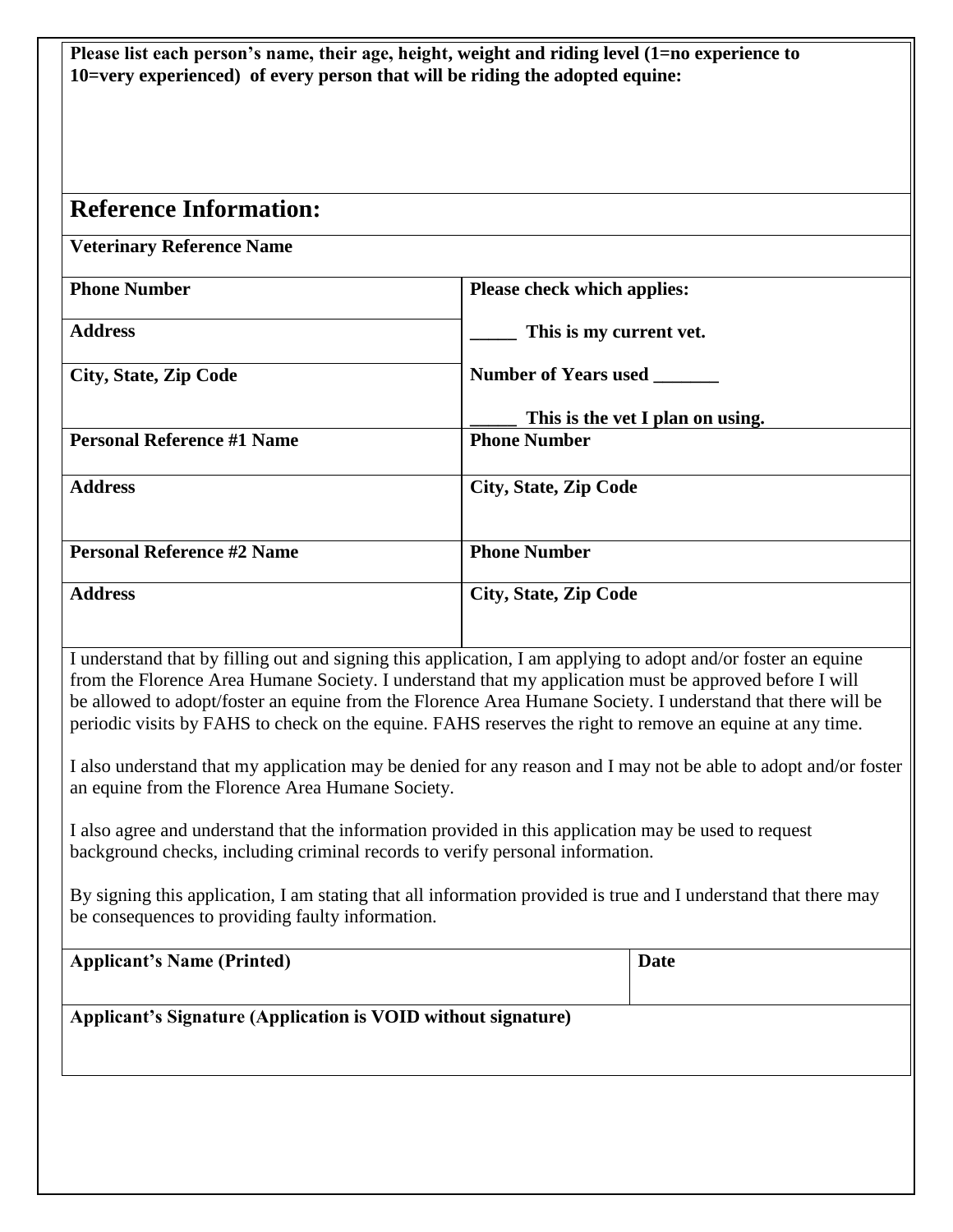**Please list each person's name, their age, height, weight and riding level (1=no experience to 10=very experienced) of every person that will be riding the adopted equine:**

## Reference Information:

**Veterinary Reference Name**

| | |
|---|---|
| **Phone Number** | **Please check which applies:** |
| **Address** | _____ **This is my current vet.** |
| **City, State, Zip Code** | **Number of Years used _______**<br><br>_____ **This is the vet I plan on using.** |
| **Personal Reference #1 Name** | **Phone Number** |
| **Address** | **City, State, Zip Code** |
| **Personal Reference #2 Name** | **Phone Number** |
| **Address** | **City, State, Zip Code** |

I understand that by filling out and signing this application, I am applying to adopt and/or foster an equine from the Florence Area Humane Society. I understand that my application must be approved before I will be allowed to adopt/foster an equine from the Florence Area Humane Society. I understand that there will be periodic visits by FAHS to check on the equine. FAHS reserves the right to remove an equine at any time.

I also understand that my application may be denied for any reason and I may not be able to adopt and/or foster an equine from the Florence Area Humane Society.

I also agree and understand that the information provided in this application may be used to request background checks, including criminal records to verify personal information.

By signing this application, I am stating that all information provided is true and I understand that there may be consequences to providing faulty information.

| | |
|---|---|
| **Applicant's Name (Printed)** | **Date** |

**Applicant's Signature (Application is VOID without signature)**